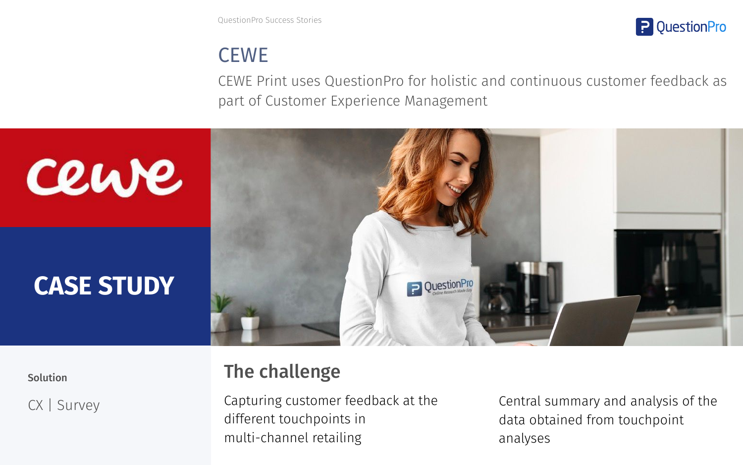QuestionPro Success Stories

# CEWE

CEWE Print uses QuestionPro for holistic and continuous customer feedback as part of Customer Experience Management

**CASE STUDY**

**Solution**

CX | Survey

## The challenge

Capturing customer feedback at the different touchpoints in multi-channel retailing

Central summary and analysis of the data obtained from touchpoint analyses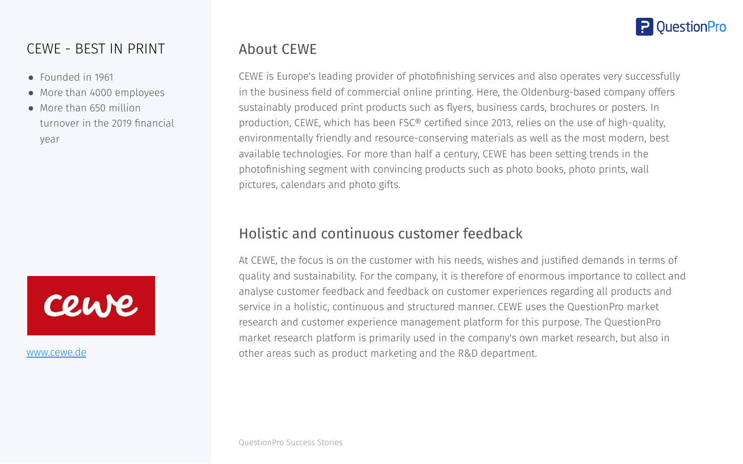## CEWE - BEST IN PRINT

- Founded in 1961
- More than 4000 employees
- More than 650 million turnover in the 2019 financial year

www.cewe.de

## About CEWE

CEWE is Europe's leading provider of photofinishing services and also operates very successfully in the business field of commercial online printing. Here, the Oldenburg-based company offers sustainably produced print products such as flyers, business cards, brochures or posters. In production, CEWE, which has been FSC® certified since 2013, relies on the use of high-quality, environmentally friendly and resource-conserving materials as well as the most modern, best available technologies. For more than half a century, CEWE has been setting trends in the photofinishing segment with convincing products such as photo books, photo prints, wall pictures, calendars and photo gifts.

## Holistic and continuous customer feedback

At CEWE, the focus is on the customer with his needs, wishes and justified demands in terms of quality and sustainability. For the company, it is therefore of enormous importance to collect and analyse customer feedback and feedback on customer experiences regarding all products and service in a holistic, continuous and structured manner. CEWE uses the QuestionPro market research and customer experience management platform for this purpose. The QuestionPro market research platform is primarily used in the company's own market research, but also in other areas such as product marketing and the R&D department.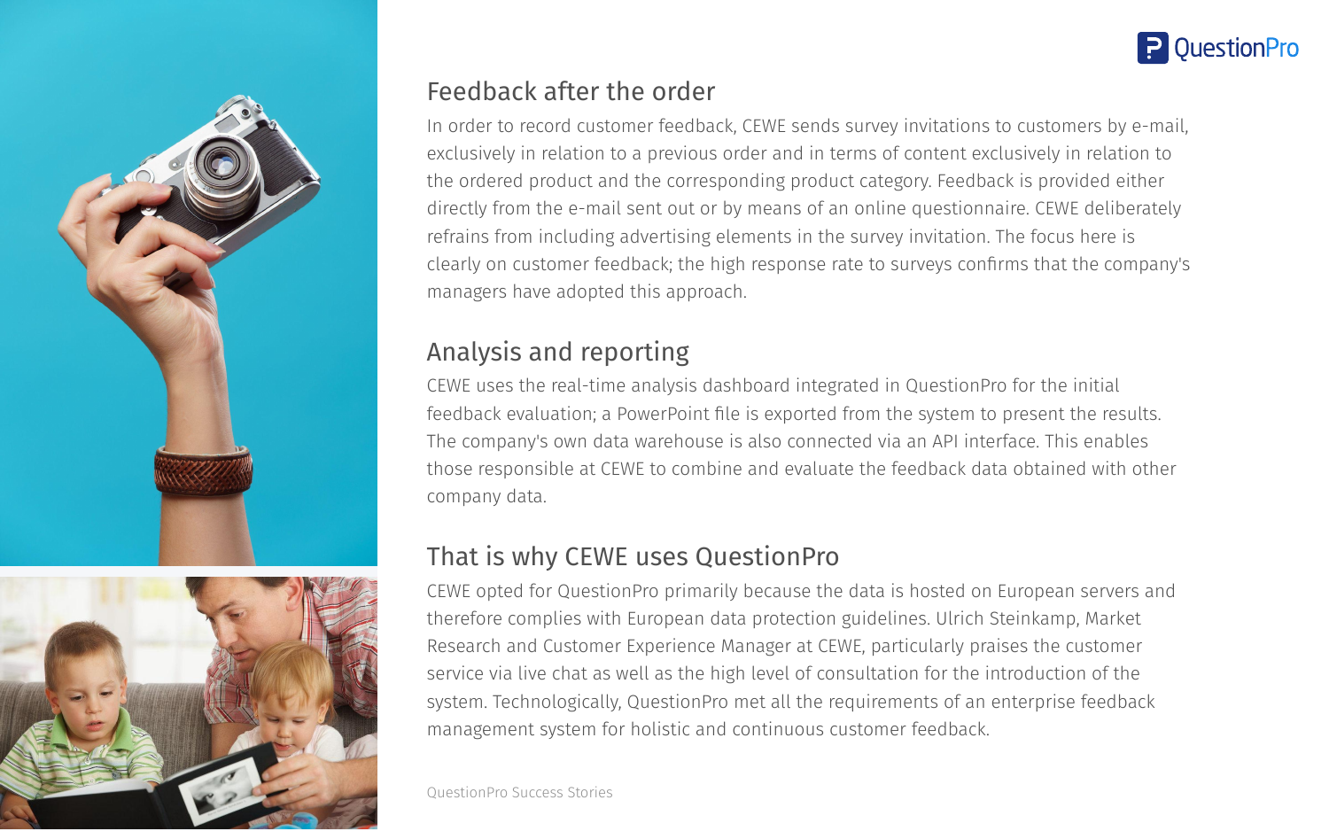## Feedback after the order

In order to record customer feedback, CEWE sends survey invitations to customers by e-mail, exclusively in relation to a previous order and in terms of content exclusively in relation to the ordered product and the corresponding product category. Feedback is provided either directly from the e-mail sent out or by means of an online questionnaire. CEWE deliberately refrains from including advertising elements in the survey invitation. The focus here is clearly on customer feedback; the high response rate to surveys confirms that the company's managers have adopted this approach.

## Analysis and reporting

CEWE uses the real-time analysis dashboard integrated in QuestionPro for the initial feedback evaluation; a PowerPoint file is exported from the system to present the results. The company's own data warehouse is also connected via an API interface. This enables those responsible at CEWE to combine and evaluate the feedback data obtained with other company data.

## That is why CEWE uses QuestionPro

CEWE opted for QuestionPro primarily because the data is hosted on European servers and therefore complies with European data protection guidelines. Ulrich Steinkamp, Market Research and Customer Experience Manager at CEWE, particularly praises the customer service via live chat as well as the high level of consultation for the introduction of the system. Technologically, QuestionPro met all the requirements of an enterprise feedback management system for holistic and continuous customer feedback.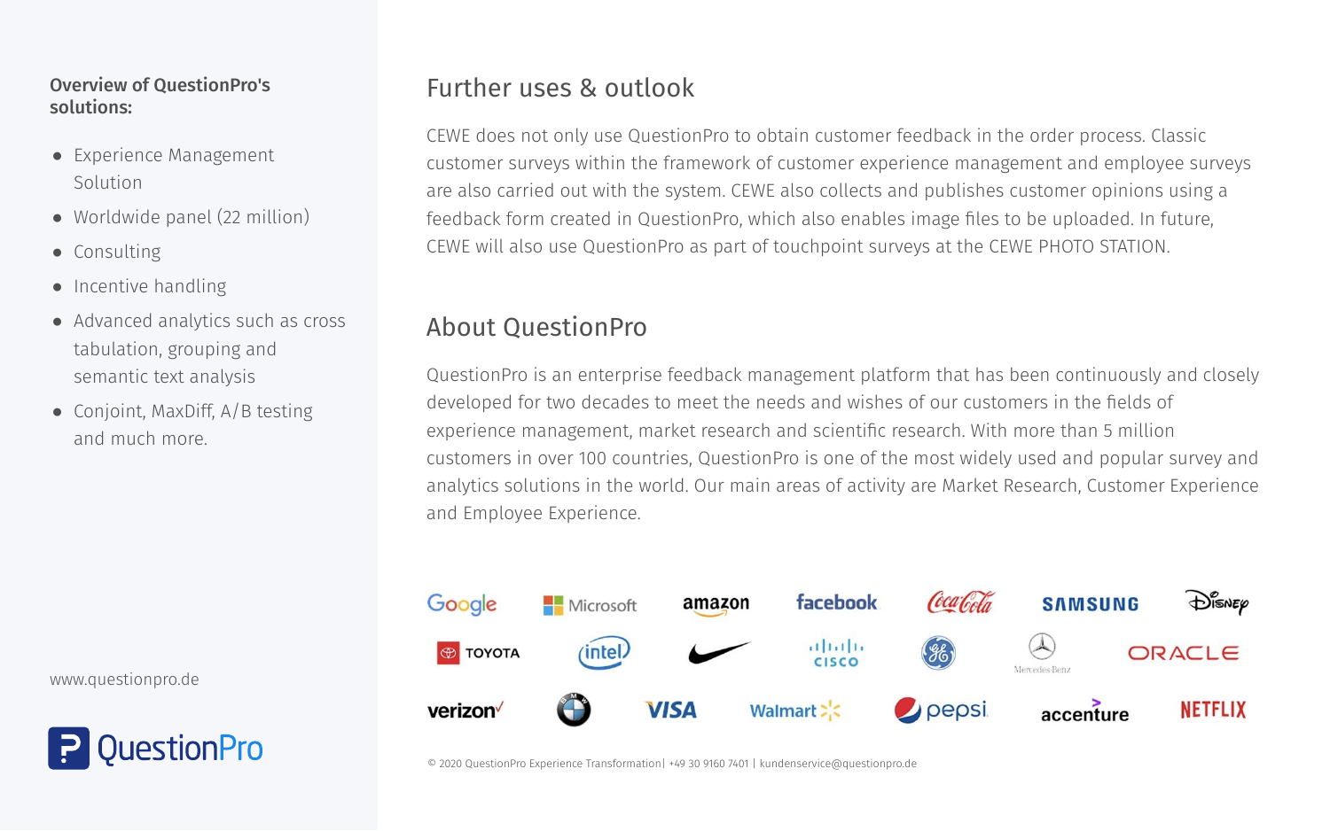**Overview of QuestionPro's solutions:**

- Experience Management Solution
- Worldwide panel (22 million)
- Consulting
- Incentive handling
- Advanced analytics such as cross tabulation, grouping and semantic text analysis
- Conjoint, MaxDiff, A/B testing and much more.

www.questionpro.de

QuestionPro

## Further uses & outlook

CEWE does not only use QuestionPro to obtain customer feedback in the order process. Classic customer surveys within the framework of customer experience management and employee surveys are also carried out with the system. CEWE also collects and publishes customer opinions using a feedback form created in QuestionPro, which also enables image files to be uploaded. In future, CEWE will also use QuestionPro as part of touchpoint surveys at the CEWE PHOTO STATION.

## About QuestionPro

QuestionPro is an enterprise feedback management platform that has been continuously and closely developed for two decades to meet the needs and wishes of our customers in the fields of experience management, market research and scientific research. With more than 5 million customers in over 100 countries, QuestionPro is one of the most widely used and popular survey and analytics solutions in the world. Our main areas of activity are Market Research, Customer Experience and Employee Experience.

Google, Microsoft, amazon, facebook, Coca-Cola, SAMSUNG, Disney, TOYOTA, intel, Nike, cisco, GE, Mercedes-Benz, ORACLE, verizon, BMW, VISA, Walmart, pepsi, accenture, NETFLIX

© 2020 QuestionPro Experience Transformation| +49 30 9160 7401 | kundenservice@questionpro.de